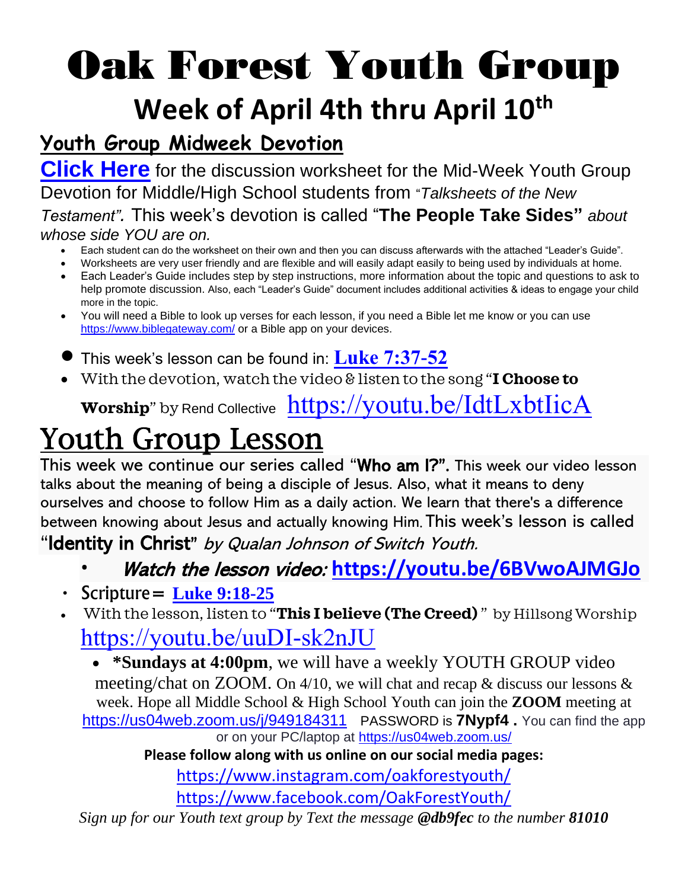# Oak Forest Youth Group

## Week of April 4th thru April 10th

### Youth Group Midweek Devotion

**Click Here** for the discussion worksheet for the Mid-Week Youth Group Devotion for Middle/High School students from "*Talksheets of the New Testament".* This week's devotion is called "**The People Take Sides"** *about whose side YOU are on.*

- Each student can do the worksheet on their own and then you can discuss afterwards with the attached "Leader's Guide".
- Worksheets are very user friendly and are flexible and will easily adapt easily to being used by individuals at home.
- Each Leader's Guide includes step by step instructions, more information about the topic and questions to ask to help promote discussion. Also, each "Leader's Guide" document includes additional activities & ideas to engage your child more in the topic.
- You will need a Bible to look up verses for each lesson, if you need a Bible let me know or you can use https://www.biblegateway.com/ or a Bible app on your devices.

- This week's lesson can be found in: **Luke 7:37-52**
- With the devotion, watch the video & listen to the song "**I Choose to Worship**" by Rend Collective https://youtu.be/IdtLxbtIicA

# Youth Group Lesson

This week we continue our series called "**Who am I?".** This week our video lesson talks about the meaning of being a disciple of Jesus. Also, what it means to deny ourselves and choose to follow Him as a daily action. We learn that there's a difference between knowing about Jesus and actually knowing Him. This week's lesson is called "**Identity in Christ"** *by Qualan Johnson of Switch Youth.*

- ***Watch the lesson video:*** **https://youtu.be/6BVwoAJMGJo**
- Scripture = **Luke 9:18-25**
- With the lesson, listen to "**This I believe (The Creed)** " by Hillsong Worship https://youtu.be/uuDI-sk2nJU
  - ***Sundays at 4:00pm**, we will have a weekly YOUTH GROUP video meeting/chat on ZOOM. On 4/10, we will chat and recap & discuss our lessons & week. Hope all Middle School & High School Youth can join the **ZOOM** meeting at https://us04web.zoom.us/j/949184311 PASSWORD is **7Nypf4 .** You can find the app or on your PC/laptop at https://us04web.zoom.us/

**Please follow along with us online on our social media pages:**

https://www.instagram.com/oakforestyouth/

https://www.facebook.com/OakForestYouth/

*Sign up for our Youth text group by Text the message **@db9fec** to the number **81010***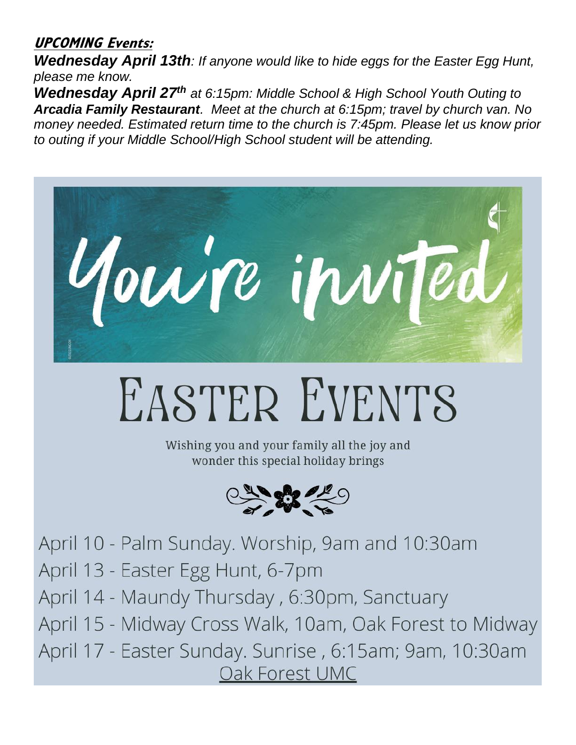**UPCOMING Events:**

***Wednesday April 13th**: If anyone would like to hide eggs for the Easter Egg Hunt, please me know.*

***Wednesday April 27th** at 6:15pm: Middle School & High School Youth Outing to **Arcadia Family Restaurant**. Meet at the church at 6:15pm; travel by church van. No money needed. Estimated return time to the church is 7:45pm. Please let us know prior to outing if your Middle School/High School student will be attending.*

You're invited

# EASTER EVENTS

Wishing you and your family all the joy and wonder this special holiday brings

April 10 - Palm Sunday. Worship, 9am and 10:30am

April 13 - Easter Egg Hunt, 6-7pm

April 14 - Maundy Thursday , 6:30pm, Sanctuary

April 15 - Midway Cross Walk, 10am, Oak Forest to Midway

April 17 - Easter Sunday. Sunrise , 6:15am; 9am, 10:30am

Oak Forest UMC